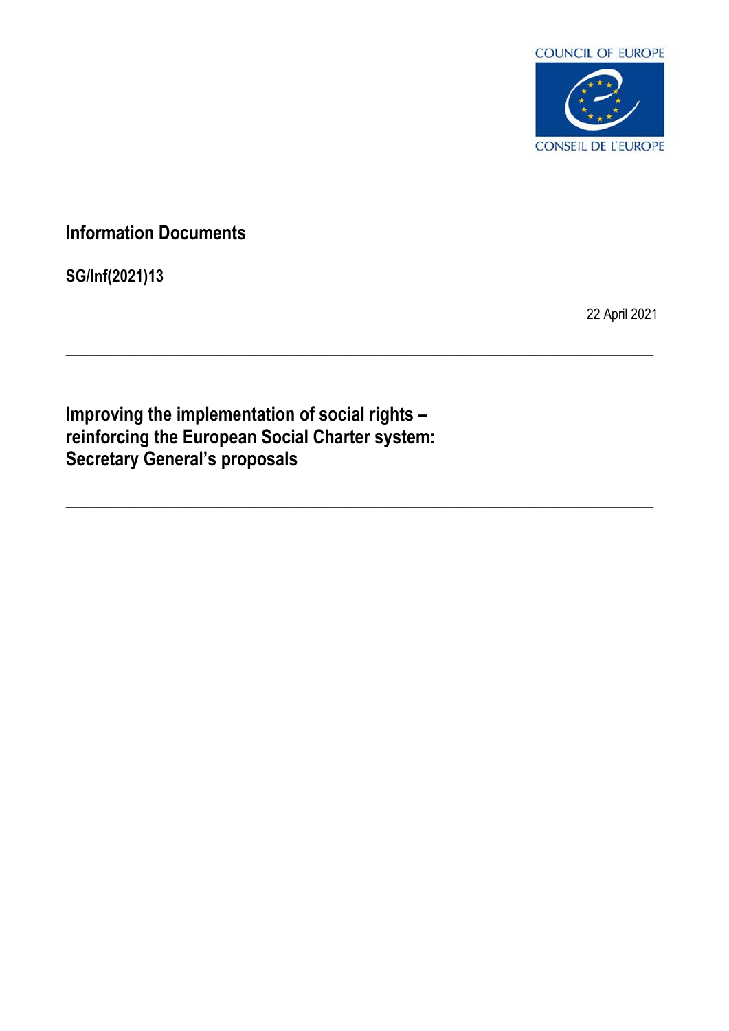COUNCIL OF EUROPE

CONSEIL DE L'EUROPE

**Information Documents**

**SG/Inf(2021)13**

22 April 2021

---

# Improving the implementation of social rights – reinforcing the European Social Charter system: Secretary General's proposals

---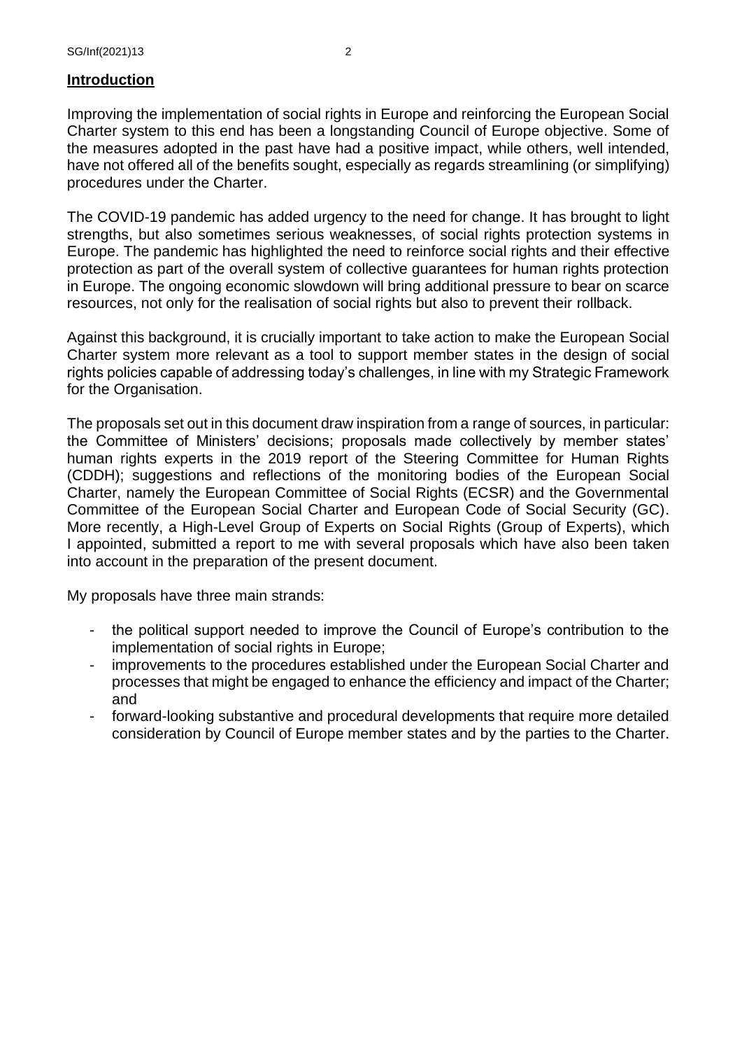## **Introduction**

Improving the implementation of social rights in Europe and reinforcing the European Social Charter system to this end has been a longstanding Council of Europe objective. Some of the measures adopted in the past have had a positive impact, while others, well intended, have not offered all of the benefits sought, especially as regards streamlining (or simplifying) procedures under the Charter.

The COVID-19 pandemic has added urgency to the need for change. It has brought to light strengths, but also sometimes serious weaknesses, of social rights protection systems in Europe. The pandemic has highlighted the need to reinforce social rights and their effective protection as part of the overall system of collective guarantees for human rights protection in Europe. The ongoing economic slowdown will bring additional pressure to bear on scarce resources, not only for the realisation of social rights but also to prevent their rollback.

Against this background, it is crucially important to take action to make the European Social Charter system more relevant as a tool to support member states in the design of social rights policies capable of addressing today's challenges, in line with my Strategic Framework for the Organisation.

The proposals set out in this document draw inspiration from a range of sources, in particular: the Committee of Ministers' decisions; proposals made collectively by member states' human rights experts in the 2019 report of the Steering Committee for Human Rights (CDDH); suggestions and reflections of the monitoring bodies of the European Social Charter, namely the European Committee of Social Rights (ECSR) and the Governmental Committee of the European Social Charter and European Code of Social Security (GC). More recently, a High-Level Group of Experts on Social Rights (Group of Experts), which I appointed, submitted a report to me with several proposals which have also been taken into account in the preparation of the present document.

My proposals have three main strands:

- the political support needed to improve the Council of Europe's contribution to the implementation of social rights in Europe;
- improvements to the procedures established under the European Social Charter and processes that might be engaged to enhance the efficiency and impact of the Charter; and
- forward-looking substantive and procedural developments that require more detailed consideration by Council of Europe member states and by the parties to the Charter.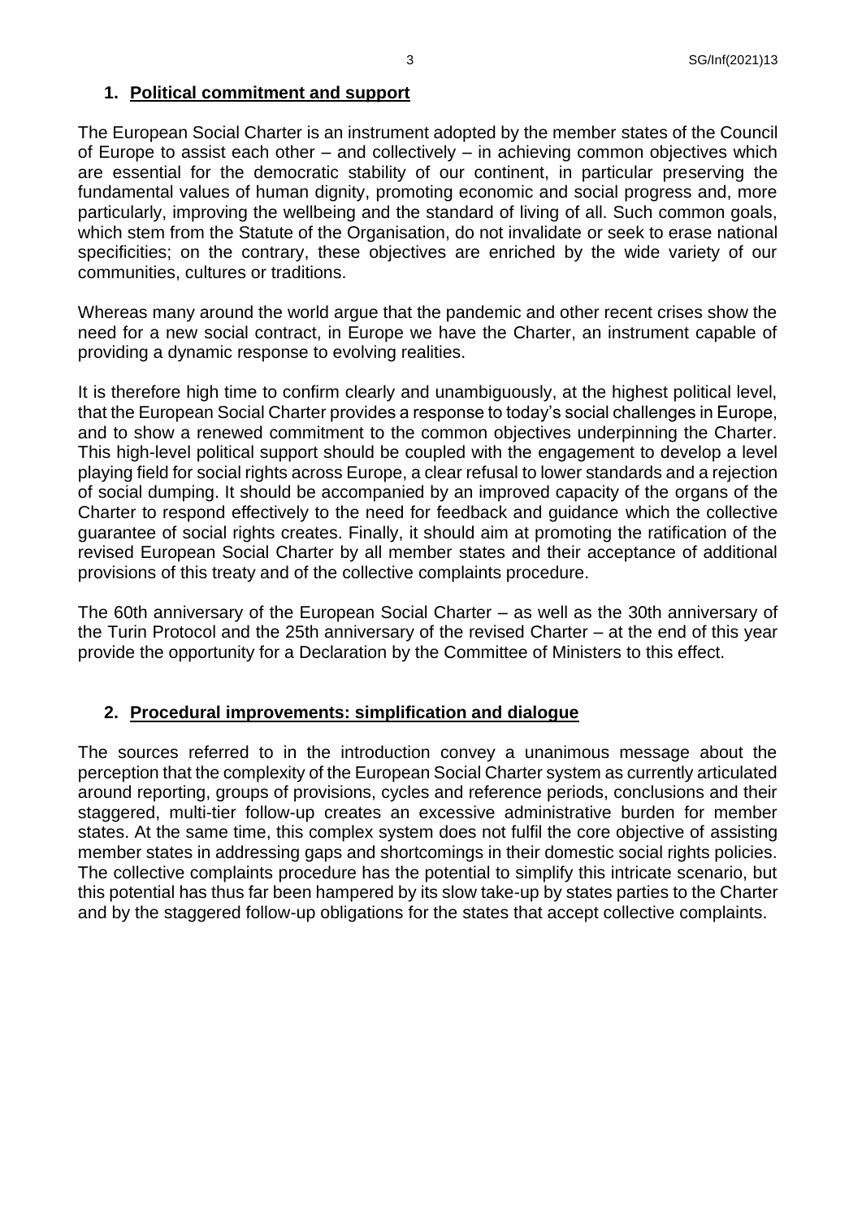## 1. Political commitment and support

The European Social Charter is an instrument adopted by the member states of the Council of Europe to assist each other – and collectively – in achieving common objectives which are essential for the democratic stability of our continent, in particular preserving the fundamental values of human dignity, promoting economic and social progress and, more particularly, improving the wellbeing and the standard of living of all. Such common goals, which stem from the Statute of the Organisation, do not invalidate or seek to erase national specificities; on the contrary, these objectives are enriched by the wide variety of our communities, cultures or traditions.

Whereas many around the world argue that the pandemic and other recent crises show the need for a new social contract, in Europe we have the Charter, an instrument capable of providing a dynamic response to evolving realities.

It is therefore high time to confirm clearly and unambiguously, at the highest political level, that the European Social Charter provides a response to today's social challenges in Europe, and to show a renewed commitment to the common objectives underpinning the Charter. This high-level political support should be coupled with the engagement to develop a level playing field for social rights across Europe, a clear refusal to lower standards and a rejection of social dumping. It should be accompanied by an improved capacity of the organs of the Charter to respond effectively to the need for feedback and guidance which the collective guarantee of social rights creates. Finally, it should aim at promoting the ratification of the revised European Social Charter by all member states and their acceptance of additional provisions of this treaty and of the collective complaints procedure.

The 60th anniversary of the European Social Charter – as well as the 30th anniversary of the Turin Protocol and the 25th anniversary of the revised Charter – at the end of this year provide the opportunity for a Declaration by the Committee of Ministers to this effect.

## 2. Procedural improvements: simplification and dialogue

The sources referred to in the introduction convey a unanimous message about the perception that the complexity of the European Social Charter system as currently articulated around reporting, groups of provisions, cycles and reference periods, conclusions and their staggered, multi-tier follow-up creates an excessive administrative burden for member states. At the same time, this complex system does not fulfil the core objective of assisting member states in addressing gaps and shortcomings in their domestic social rights policies. The collective complaints procedure has the potential to simplify this intricate scenario, but this potential has thus far been hampered by its slow take-up by states parties to the Charter and by the staggered follow-up obligations for the states that accept collective complaints.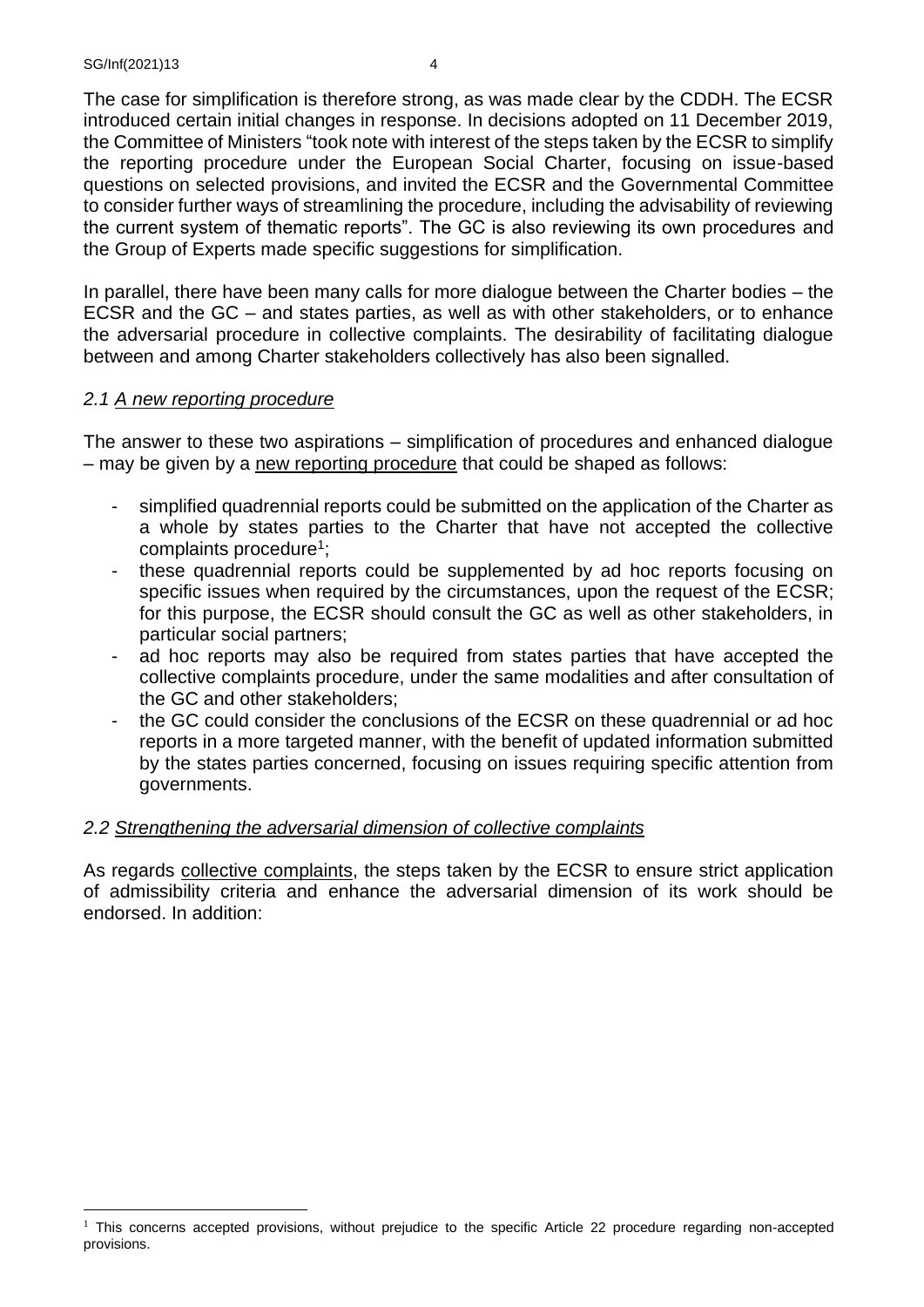The case for simplification is therefore strong, as was made clear by the CDDH. The ECSR introduced certain initial changes in response. In decisions adopted on 11 December 2019, the Committee of Ministers "took note with interest of the steps taken by the ECSR to simplify the reporting procedure under the European Social Charter, focusing on issue-based questions on selected provisions, and invited the ECSR and the Governmental Committee to consider further ways of streamlining the procedure, including the advisability of reviewing the current system of thematic reports". The GC is also reviewing its own procedures and the Group of Experts made specific suggestions for simplification.

In parallel, there have been many calls for more dialogue between the Charter bodies – the ECSR and the GC – and states parties, as well as with other stakeholders, or to enhance the adversarial procedure in collective complaints. The desirability of facilitating dialogue between and among Charter stakeholders collectively has also been signalled.

### *2.1 A new reporting procedure*

The answer to these two aspirations – simplification of procedures and enhanced dialogue – may be given by a new reporting procedure that could be shaped as follows:

- simplified quadrennial reports could be submitted on the application of the Charter as a whole by states parties to the Charter that have not accepted the collective complaints procedure[1];
- these quadrennial reports could be supplemented by ad hoc reports focusing on specific issues when required by the circumstances, upon the request of the ECSR; for this purpose, the ECSR should consult the GC as well as other stakeholders, in particular social partners;
- ad hoc reports may also be required from states parties that have accepted the collective complaints procedure, under the same modalities and after consultation of the GC and other stakeholders;
- the GC could consider the conclusions of the ECSR on these quadrennial or ad hoc reports in a more targeted manner, with the benefit of updated information submitted by the states parties concerned, focusing on issues requiring specific attention from governments.

### *2.2 Strengthening the adversarial dimension of collective complaints*

As regards collective complaints, the steps taken by the ECSR to ensure strict application of admissibility criteria and enhance the adversarial dimension of its work should be endorsed. In addition:

[1] This concerns accepted provisions, without prejudice to the specific Article 22 procedure regarding non-accepted provisions.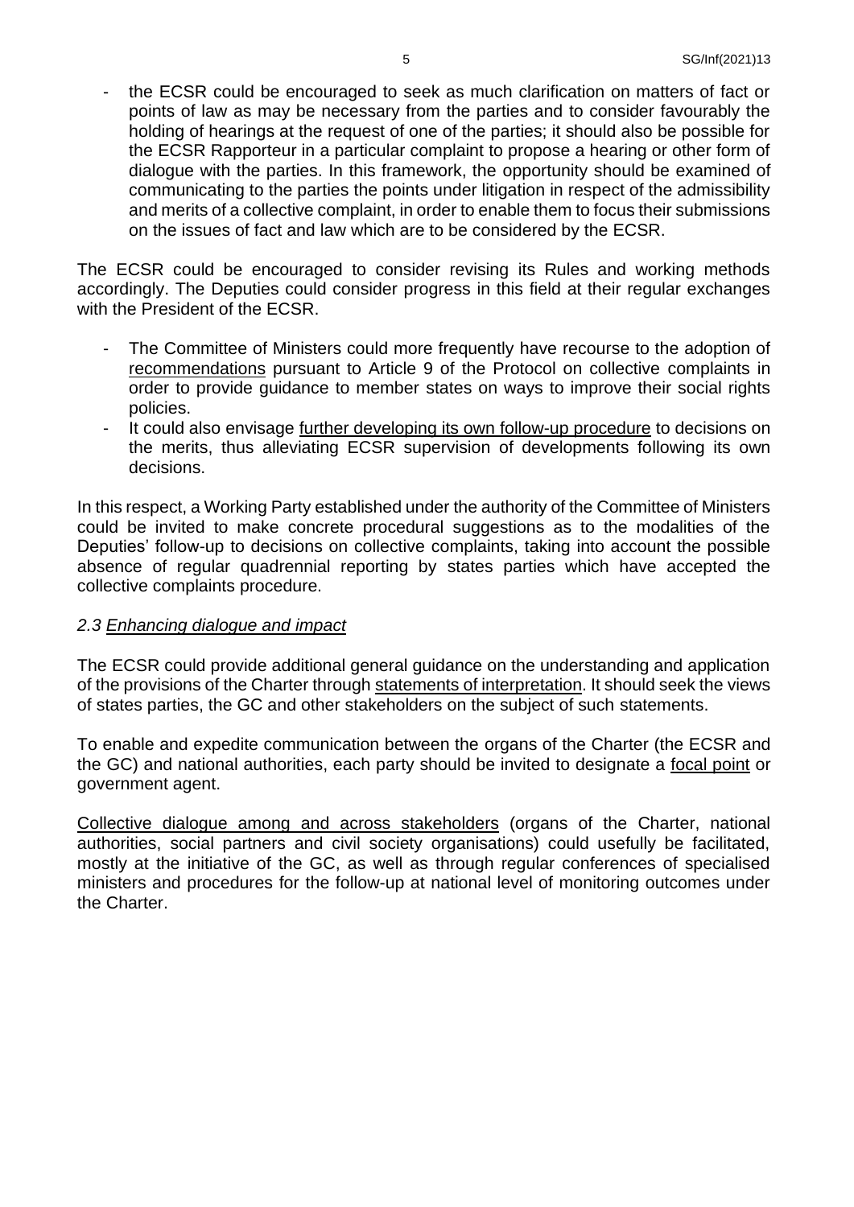- the ECSR could be encouraged to seek as much clarification on matters of fact or points of law as may be necessary from the parties and to consider favourably the holding of hearings at the request of one of the parties; it should also be possible for the ECSR Rapporteur in a particular complaint to propose a hearing or other form of dialogue with the parties. In this framework, the opportunity should be examined of communicating to the parties the points under litigation in respect of the admissibility and merits of a collective complaint, in order to enable them to focus their submissions on the issues of fact and law which are to be considered by the ECSR.

The ECSR could be encouraged to consider revising its Rules and working methods accordingly. The Deputies could consider progress in this field at their regular exchanges with the President of the ECSR.

- The Committee of Ministers could more frequently have recourse to the adoption of <u>recommendations</u> pursuant to Article 9 of the Protocol on collective complaints in order to provide guidance to member states on ways to improve their social rights policies.
- It could also envisage <u>further developing its own follow-up procedure</u> to decisions on the merits, thus alleviating ECSR supervision of developments following its own decisions.

In this respect, a Working Party established under the authority of the Committee of Ministers could be invited to make concrete procedural suggestions as to the modalities of the Deputies' follow-up to decisions on collective complaints, taking into account the possible absence of regular quadrennial reporting by states parties which have accepted the collective complaints procedure.

### *2.3 Enhancing dialogue and impact*

The ECSR could provide additional general guidance on the understanding and application of the provisions of the Charter through <u>statements of interpretation</u>. It should seek the views of states parties, the GC and other stakeholders on the subject of such statements.

To enable and expedite communication between the organs of the Charter (the ECSR and the GC) and national authorities, each party should be invited to designate a <u>focal point</u> or government agent.

<u>Collective dialogue among and across stakeholders</u> (organs of the Charter, national authorities, social partners and civil society organisations) could usefully be facilitated, mostly at the initiative of the GC, as well as through regular conferences of specialised ministers and procedures for the follow-up at national level of monitoring outcomes under the Charter.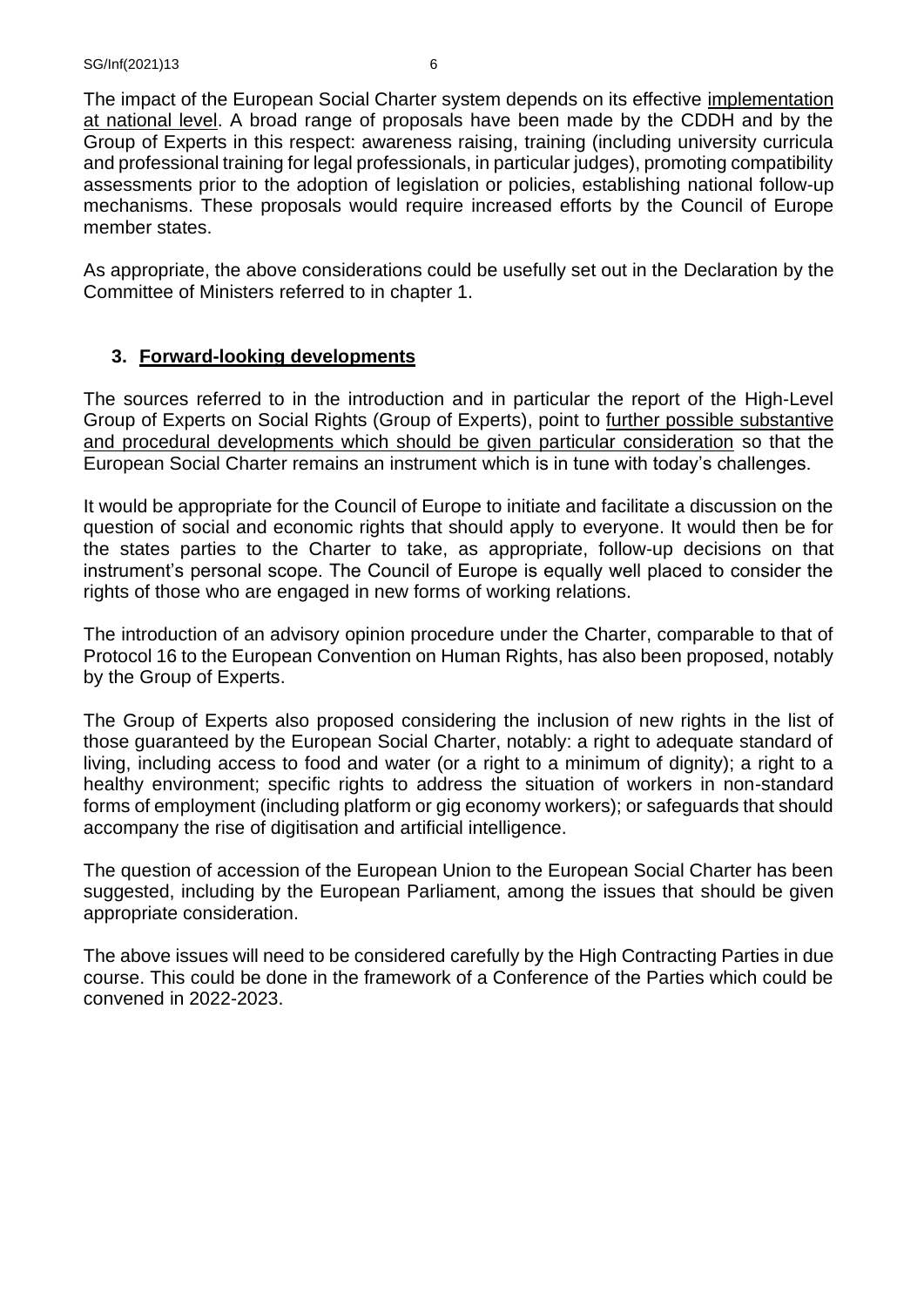The impact of the European Social Charter system depends on its effective implementation at national level. A broad range of proposals have been made by the CDDH and by the Group of Experts in this respect: awareness raising, training (including university curricula and professional training for legal professionals, in particular judges), promoting compatibility assessments prior to the adoption of legislation or policies, establishing national follow-up mechanisms. These proposals would require increased efforts by the Council of Europe member states.

As appropriate, the above considerations could be usefully set out in the Declaration by the Committee of Ministers referred to in chapter 1.

## 3. Forward-looking developments

The sources referred to in the introduction and in particular the report of the High-Level Group of Experts on Social Rights (Group of Experts), point to further possible substantive and procedural developments which should be given particular consideration so that the European Social Charter remains an instrument which is in tune with today's challenges.

It would be appropriate for the Council of Europe to initiate and facilitate a discussion on the question of social and economic rights that should apply to everyone. It would then be for the states parties to the Charter to take, as appropriate, follow-up decisions on that instrument's personal scope. The Council of Europe is equally well placed to consider the rights of those who are engaged in new forms of working relations.

The introduction of an advisory opinion procedure under the Charter, comparable to that of Protocol 16 to the European Convention on Human Rights, has also been proposed, notably by the Group of Experts.

The Group of Experts also proposed considering the inclusion of new rights in the list of those guaranteed by the European Social Charter, notably: a right to adequate standard of living, including access to food and water (or a right to a minimum of dignity); a right to a healthy environment; specific rights to address the situation of workers in non-standard forms of employment (including platform or gig economy workers); or safeguards that should accompany the rise of digitisation and artificial intelligence.

The question of accession of the European Union to the European Social Charter has been suggested, including by the European Parliament, among the issues that should be given appropriate consideration.

The above issues will need to be considered carefully by the High Contracting Parties in due course. This could be done in the framework of a Conference of the Parties which could be convened in 2022-2023.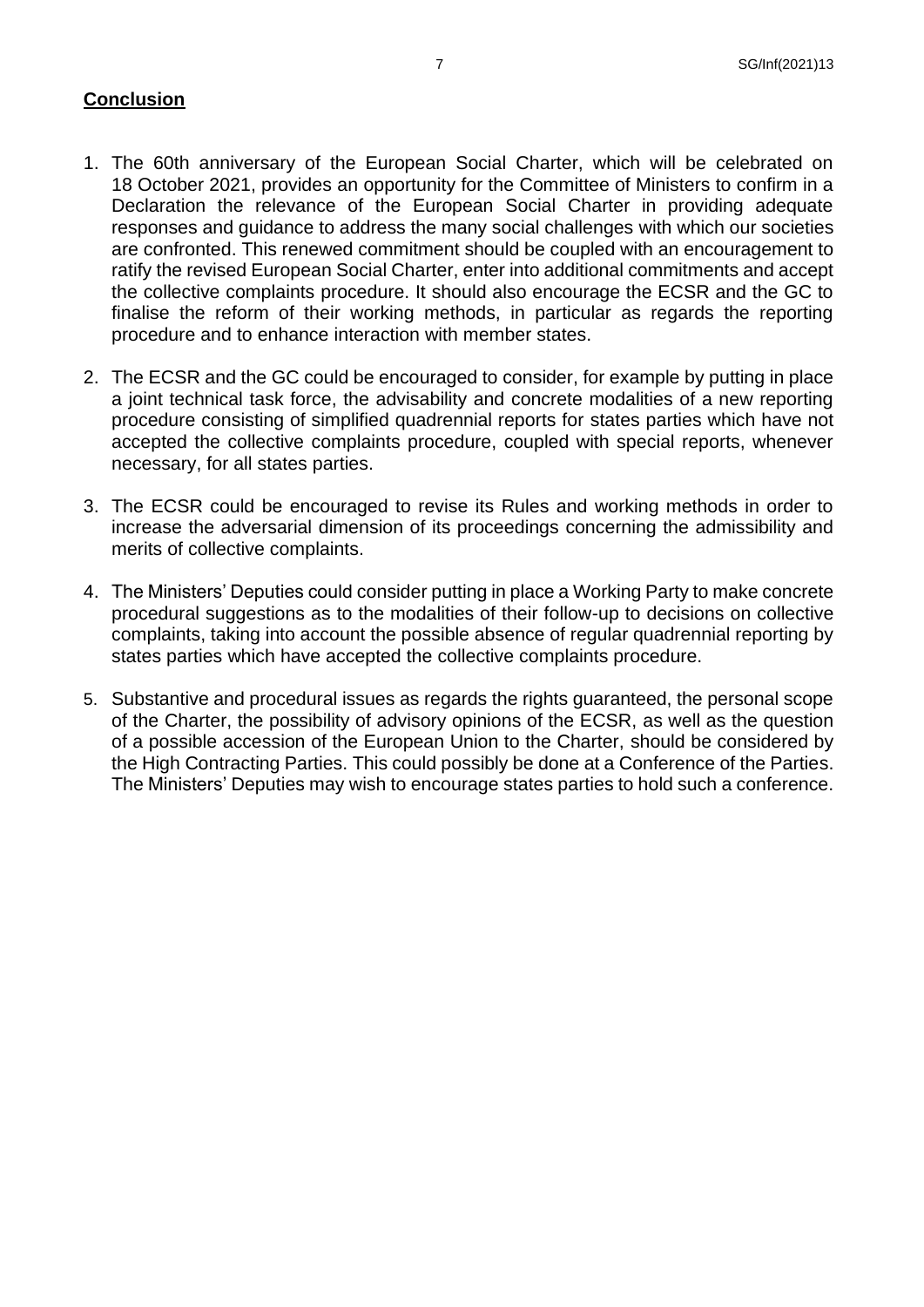## Conclusion

1. The 60th anniversary of the European Social Charter, which will be celebrated on 18 October 2021, provides an opportunity for the Committee of Ministers to confirm in a Declaration the relevance of the European Social Charter in providing adequate responses and guidance to address the many social challenges with which our societies are confronted. This renewed commitment should be coupled with an encouragement to ratify the revised European Social Charter, enter into additional commitments and accept the collective complaints procedure. It should also encourage the ECSR and the GC to finalise the reform of their working methods, in particular as regards the reporting procedure and to enhance interaction with member states.

2. The ECSR and the GC could be encouraged to consider, for example by putting in place a joint technical task force, the advisability and concrete modalities of a new reporting procedure consisting of simplified quadrennial reports for states parties which have not accepted the collective complaints procedure, coupled with special reports, whenever necessary, for all states parties.

3. The ECSR could be encouraged to revise its Rules and working methods in order to increase the adversarial dimension of its proceedings concerning the admissibility and merits of collective complaints.

4. The Ministers' Deputies could consider putting in place a Working Party to make concrete procedural suggestions as to the modalities of their follow-up to decisions on collective complaints, taking into account the possible absence of regular quadrennial reporting by states parties which have accepted the collective complaints procedure.

5. Substantive and procedural issues as regards the rights guaranteed, the personal scope of the Charter, the possibility of advisory opinions of the ECSR, as well as the question of a possible accession of the European Union to the Charter, should be considered by the High Contracting Parties. This could possibly be done at a Conference of the Parties. The Ministers' Deputies may wish to encourage states parties to hold such a conference.